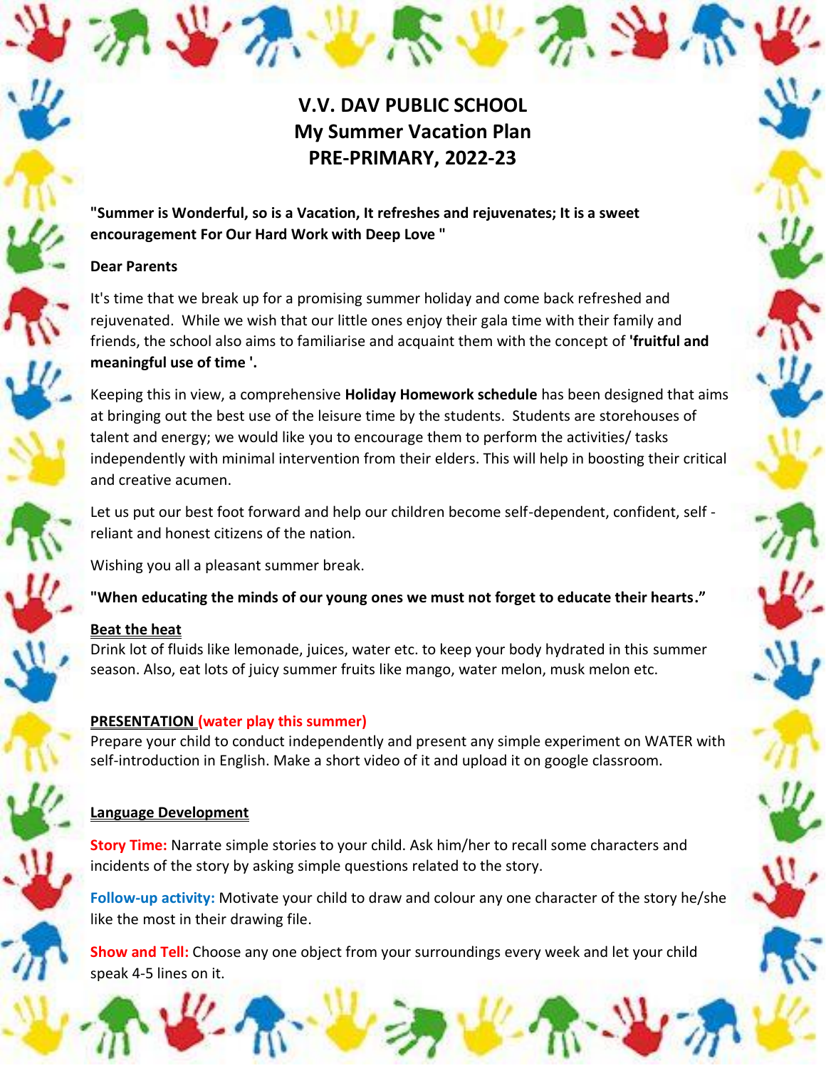# V.V. DAV PUBLIC SCHOOL
# My Summer Vacation Plan
# PRE-PRIMARY, 2022-23

**"Summer is Wonderful, so is a Vacation, It refreshes and rejuvenates; It is a sweet encouragement For Our Hard Work with Deep Love "**

**Dear Parents**

It's time that we break up for a promising summer holiday and come back refreshed and rejuvenated. While we wish that our little ones enjoy their gala time with their family and friends, the school also aims to familiarise and acquaint them with the concept of **'fruitful and meaningful use of time '.**

Keeping this in view, a comprehensive **Holiday Homework schedule** has been designed that aims at bringing out the best use of the leisure time by the students. Students are storehouses of talent and energy; we would like you to encourage them to perform the activities/ tasks independently with minimal intervention from their elders. This will help in boosting their critical and creative acumen.

Let us put our best foot forward and help our children become self-dependent, confident, self - reliant and honest citizens of the nation.

Wishing you all a pleasant summer break.

**"When educating the minds of our young ones we must not forget to educate their hearts."**

**Beat the heat**

Drink lot of fluids like lemonade, juices, water etc. to keep your body hydrated in this summer season. Also, eat lots of juicy summer fruits like mango, water melon, musk melon etc.

**PRESENTATION (water play this summer)**

Prepare your child to conduct independently and present any simple experiment on WATER with self-introduction in English. Make a short video of it and upload it on google classroom.

**Language Development**

**Story Time:** Narrate simple stories to your child. Ask him/her to recall some characters and incidents of the story by asking simple questions related to the story.

**Follow-up activity:** Motivate your child to draw and colour any one character of the story he/she like the most in their drawing file.

**Show and Tell:** Choose any one object from your surroundings every week and let your child speak 4-5 lines on it.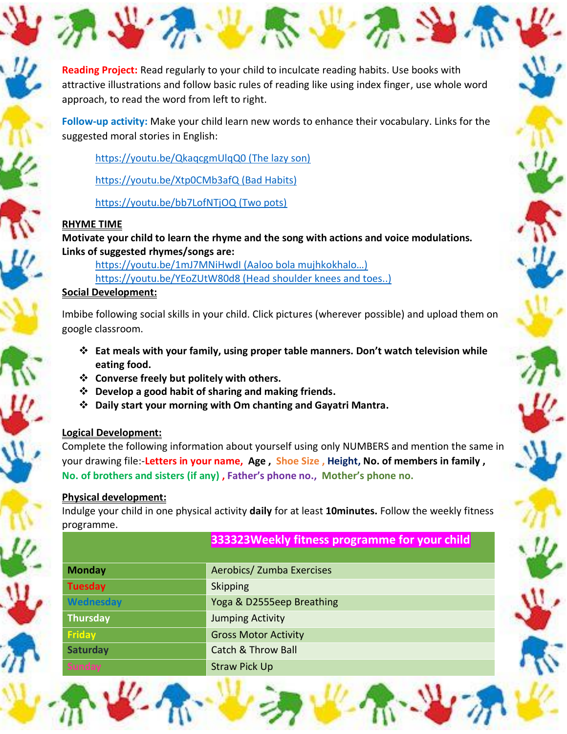**Reading Project:** Read regularly to your child to inculcate reading habits. Use books with attractive illustrations and follow basic rules of reading like using index finger, use whole word approach, to read the word from left to right.

**Follow-up activity:** Make your child learn new words to enhance their vocabulary. Links for the suggested moral stories in English:

https://youtu.be/QkaqcgmUlqQ0 (The lazy son)

https://youtu.be/Xtp0CMb3afQ (Bad Habits)

https://youtu.be/bb7LofNTjOQ (Two pots)

**RHYME TIME**

**Motivate your child to learn the rhyme and the song with actions and voice modulations. Links of suggested rhymes/songs are:**

https://youtu.be/1mJ7MNiHwdI (Aaloo bola mujhkokhalo…)
https://youtu.be/YEoZUtW80d8 (Head shoulder knees and toes..)

**Social Development:**

Imbibe following social skills in your child. Click pictures (wherever possible) and upload them on google classroom.

- **Eat meals with your family, using proper table manners. Don't watch television while eating food.**
- **Converse freely but politely with others.**
- **Develop a good habit of sharing and making friends.**
- **Daily start your morning with Om chanting and Gayatri Mantra.**

**Logical Development:**

Complete the following information about yourself using only NUMBERS and mention the same in your drawing file:-**Letters in your name, Age , Shoe Size , Height, No. of members in family , No. of brothers and sisters (if any) , Father's phone no., Mother's phone no.**

**Physical development:**

Indulge your child in one physical activity **daily** for at least **10minutes.** Follow the weekly fitness programme.

| | 333323Weekly fitness programme for your child |
|---|---|
| **Monday** | Aerobics/ Zumba Exercises |
| **Tuesday** | Skipping |
| **Wednesday** | Yoga & D2555eep Breathing |
| **Thursday** | Jumping Activity |
| **Friday** | Gross Motor Activity |
| **Saturday** | Catch & Throw Ball |
| **Sunday** | Straw Pick Up |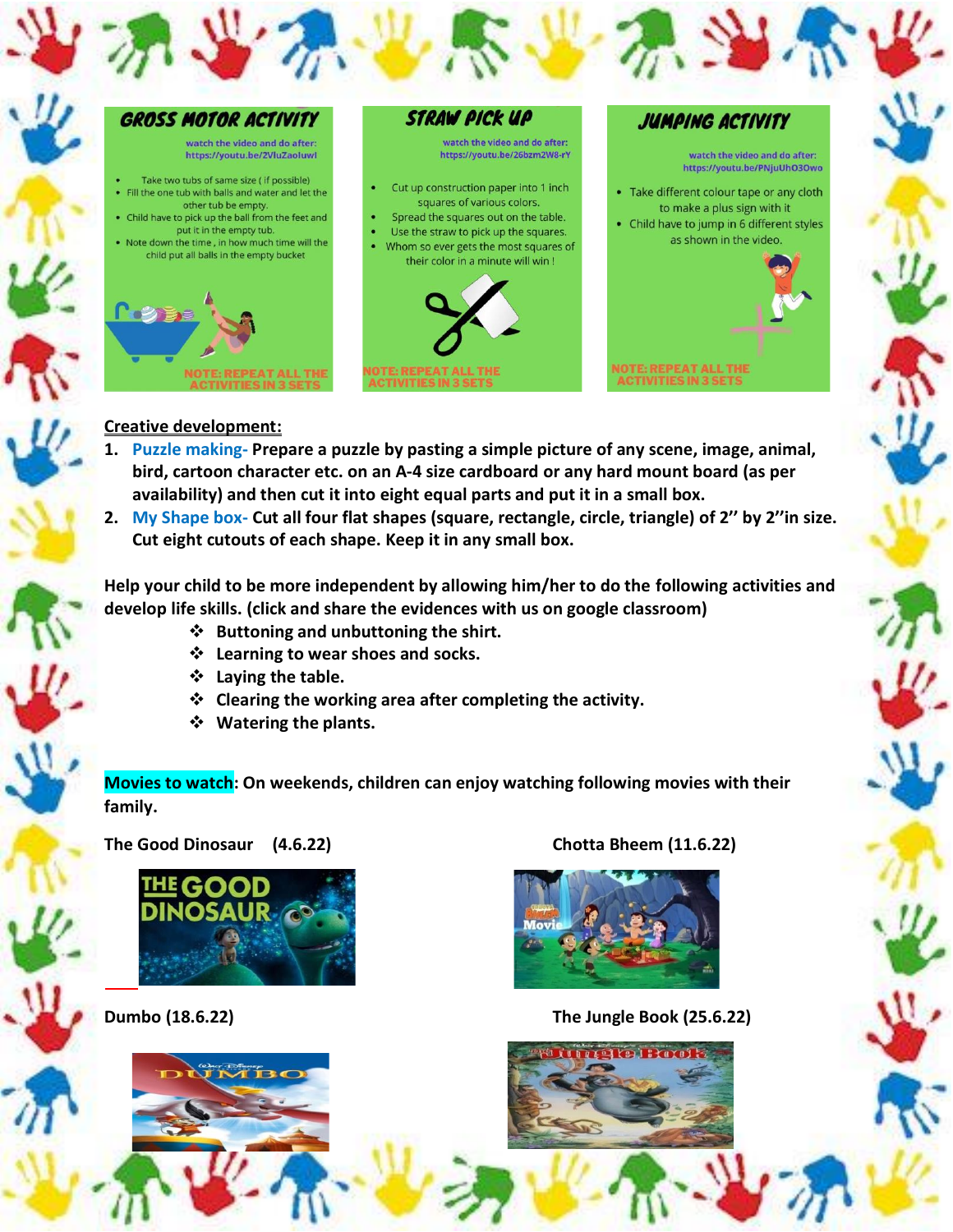### GROSS MOTOR ACTIVITY

watch the video and do after: https://youtu.be/2VluZaoluwI

- Take two tubs of same size ( if possible)
- Fill the one tub with balls and water and let the other tub be empty.
- Child have to pick up the ball from the feet and put it in the empty tub.
- Note down the time , in how much time will the child put all balls in the empty bucket

NOTE: REPEAT ALL THE ACTIVITIES IN 3 SETS

### STRAW PICK UP

watch the video and do after: https://youtu.be/26bzm2W8-rY

- Cut up construction paper into 1 inch squares of various colors.
- Spread the squares out on the table.
- Use the straw to pick up the squares.
- Whom so ever gets the most squares of their color in a minute will win !

NOTE: REPEAT ALL THE ACTIVITIES IN 3 SETS

### JUMPING ACTIVITY

watch the video and do after: https://youtu.be/PNjuUhO3Owo

- Take different colour tape or any cloth to make a plus sign with it
- Child have to jump in 6 different styles as shown in the video.

NOTE: REPEAT ALL THE ACTIVITIES IN 3 SETS

**Creative development:**

1. **Puzzle making- Prepare a puzzle by pasting a simple picture of any scene, image, animal, bird, cartoon character etc. on an A-4 size cardboard or any hard mount board (as per availability) and then cut it into eight equal parts and put it in a small box.**
2. **My Shape box- Cut all four flat shapes (square, rectangle, circle, triangle) of 2" by 2"in size. Cut eight cutouts of each shape. Keep it in any small box.**

**Help your child to be more independent by allowing him/her to do the following activities and develop life skills. (click and share the evidences with us on google classroom)**

- **Buttoning and unbuttoning the shirt.**
- **Learning to wear shoes and socks.**
- **Laying the table.**
- **Clearing the working area after completing the activity.**
- **Watering the plants.**

**Movies to watch: On weekends, children can enjoy watching following movies with their family.**

**The Good Dinosaur (4.6.22)**

**Chotta Bheem (11.6.22)**

**Dumbo (18.6.22)**

**The Jungle Book (25.6.22)**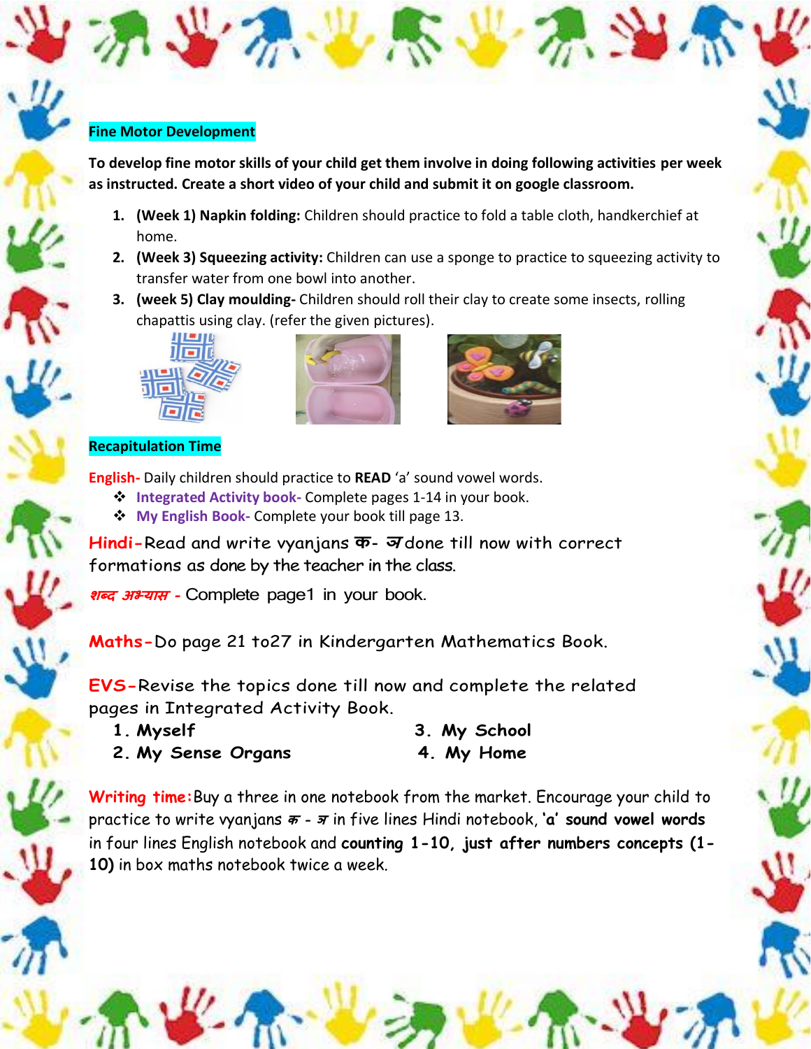## Fine Motor Development

**To develop fine motor skills of your child get them involve in doing following activities per week as instructed. Create a short video of your child and submit it on google classroom.**

1. **(Week 1) Napkin folding:** Children should practice to fold a table cloth, handkerchief at home.
2. **(Week 3) Squeezing activity:** Children can use a sponge to practice to squeezing activity to transfer water from one bowl into another.
3. **(week 5) Clay moulding-** Children should roll their clay to create some insects, rolling chapattis using clay. (refer the given pictures).

## Recapitulation Time

**English-** Daily children should practice to **READ** 'a' sound vowel words.

- **Integrated Activity book-** Complete pages 1-14 in your book.
- **My English Book-** Complete your book till page 13.

**Hindi-**Read and write vyanjans क- ञ done till now with correct formations as done by the teacher in the class.

*शब्द अभ्यास* - Complete page1 in your book.

**Maths-**Do page 21 to27 in Kindergarten Mathematics Book.

**EVS-**Revise the topics done till now and complete the related pages in Integrated Activity Book.

1. **Myself**
2. **My Sense Organs**
3. **My School**
4. **My Home**

**Writing time:**Buy a three in one notebook from the market. Encourage your child to practice to write vyanjans क - ञ in five lines Hindi notebook, **'a' sound vowel words** in four lines English notebook and **counting 1-10, just after numbers concepts (1-10)** in box maths notebook twice a week.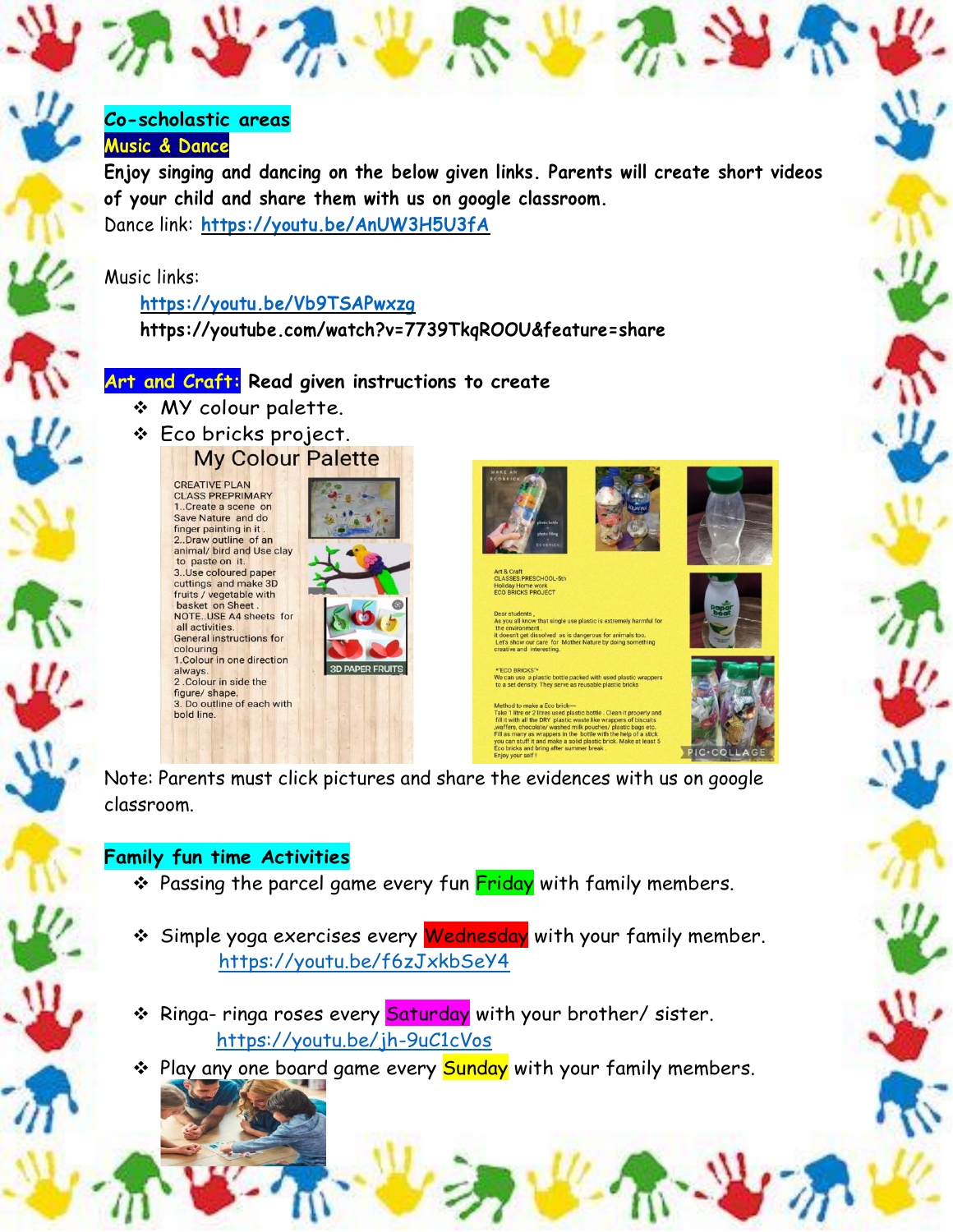## Co-scholastic areas

### Music & Dance

**Enjoy singing and dancing on the below given links. Parents will create short videos of your child and share them with us on google classroom.**

Dance link: https://youtu.be/AnUW3H5U3fA

Music links:

https://youtu.be/Vb9TSAPwxzg

https://youtube.com/watch?v=7739TkqROOU&feature=share

### Art and Craft: Read given instructions to create

- ❖ MY colour palette.
- ❖ Eco bricks project.

My Colour Palette

CREATIVE PLAN
CLASS PREPRIMARY
1..Create a scene on Save Nature and do finger painting in it .
2..Draw outline of an animal/ bird and Use clay to paste on it.
3..Use coloured paper cuttings and make 3D fruits / vegetable with basket on Sheet .
NOTE..USE A4 sheets for all activities.
General instructions for colouring
1.Colour in one direction always.
2 .Colour in side the figure/ shape.
3. Do outline of each with bold line.

3D PAPER FRUITS

MAKE AN ECOBRICK

Art & Craft
CLASSES PRESCHOOL-5th
Holiday Home work
ECO BRICKS PROJECT

Dear students ,
As you all know that single use plastic is extremely harmful for the environment .
It doesn't get dissolved as is dangerous for animals too.
Let's show our care for Mother Nature by doing something creative and interesting.

**ECO BRICKS**
We can use a plastic bottle packed with used plastic wrappers to a set density. They serve as reusable plastic bricks

Method to make a Eco brick—
Take 1 litre or 2 litres used plastic bottle . Clean it properly and fill it with all the DRY plastic waste like wrappers of biscuits ,waffers, chocolate/ washed milk pouches/ plastic bags etc.
Fill as many as wrappers in the bottle with the help of a stick you can stuff it and make a solid plastic brick. Make at least 5 Eco bricks and bring after summer break .
Enjoy your self !

Note: Parents must click pictures and share the evidences with us on google classroom.

### Family fun time Activities

- ❖ Passing the parcel game every fun Friday with family members.
- ❖ Simple yoga exercises every Wednesday with your family member.
  https://youtu.be/f6zJxkbSeY4
- ❖ Ringa- ringa roses every Saturday with your brother/ sister.
  https://youtu.be/jh-9uC1cVos
- ❖ Play any one board game every Sunday with your family members.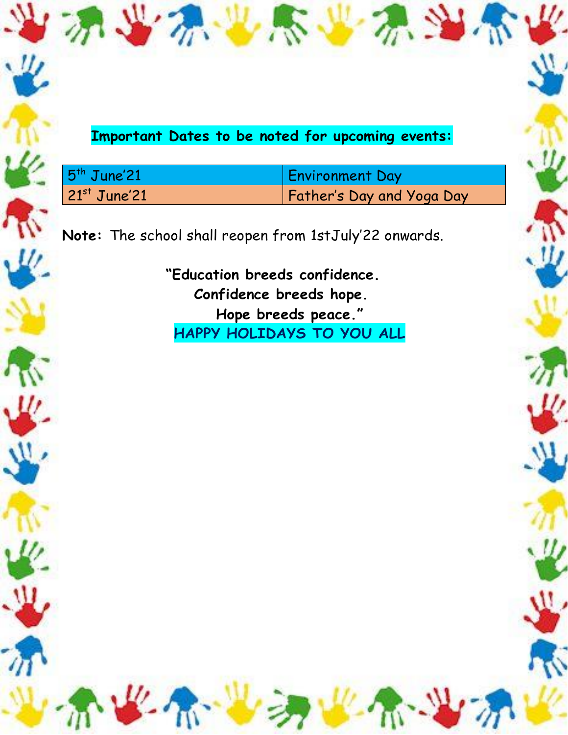**Important Dates to be noted for upcoming events:**

| | |
|---|---|
| 5th June'21 | Environment Day |
| 21st June'21 | Father's Day and Yoga Day |

**Note:** The school shall reopen from 1stJuly'22 onwards.

**"Education breeds confidence.**
**Confidence breeds hope.**
**Hope breeds peace."**

**HAPPY HOLIDAYS TO YOU ALL**